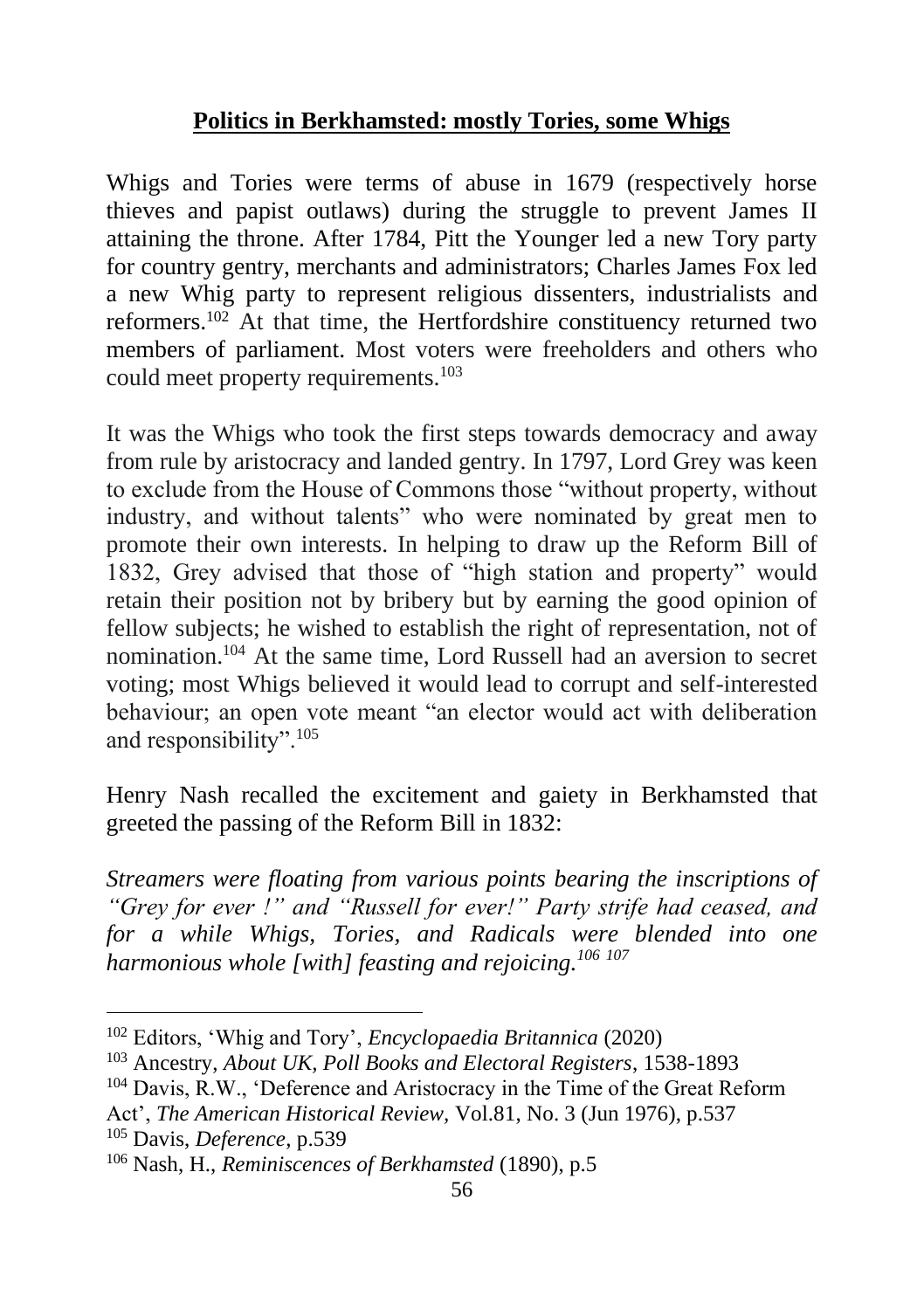## **Politics in Berkhamsted: mostly Tories, some Whigs**

Whigs and Tories were terms of abuse in 1679 (respectively horse thieves and papist outlaws) during the struggle to prevent James II attaining the throne. After 1784, Pitt the Younger led a new Tory party for country gentry, merchants and administrators; Charles James Fox led a new Whig party to represent religious dissenters, industrialists and reformers.[102] At that time, the Hertfordshire constituency returned two members of parliament. Most voters were freeholders and others who could meet property requirements.[103]

It was the Whigs who took the first steps towards democracy and away from rule by aristocracy and landed gentry. In 1797, Lord Grey was keen to exclude from the House of Commons those "without property, without industry, and without talents" who were nominated by great men to promote their own interests. In helping to draw up the Reform Bill of 1832, Grey advised that those of "high station and property" would retain their position not by bribery but by earning the good opinion of fellow subjects; he wished to establish the right of representation, not of nomination.[104] At the same time, Lord Russell had an aversion to secret voting; most Whigs believed it would lead to corrupt and self-interested behaviour; an open vote meant "an elector would act with deliberation and responsibility".[105]

Henry Nash recalled the excitement and gaiety in Berkhamsted that greeted the passing of the Reform Bill in 1832:

*Streamers were floating from various points bearing the inscriptions of "Grey for ever !" and "Russell for ever!" Party strife had ceased, and for a while Whigs, Tories, and Radicals were blended into one harmonious whole [with] feasting and rejoicing.*[106] [107]

---

[102] Editors, 'Whig and Tory', *Encyclopaedia Britannica* (2020)

[103] Ancestry, *About UK, Poll Books and Electoral Registers*, 1538-1893

[104] Davis, R.W., 'Deference and Aristocracy in the Time of the Great Reform Act', *The American Historical Review,* Vol.81, No. 3 (Jun 1976), p.537

[105] Davis, *Deference*, p.539

[106] Nash, H., *Reminiscences of Berkhamsted* (1890), p.5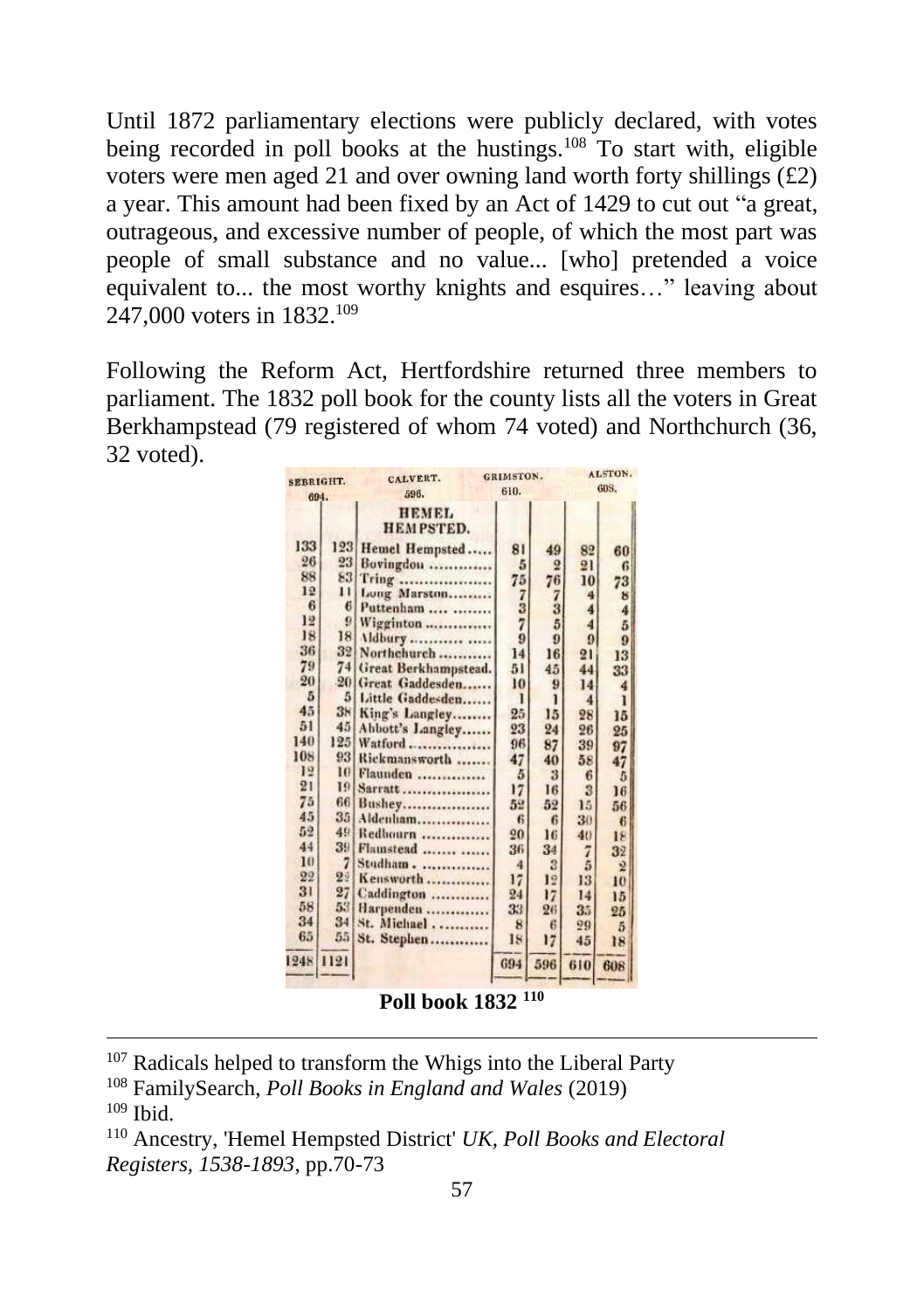Until 1872 parliamentary elections were publicly declared, with votes being recorded in poll books at the hustings.[108] To start with, eligible voters were men aged 21 and over owning land worth forty shillings (£2) a year. This amount had been fixed by an Act of 1429 to cut out "a great, outrageous, and excessive number of people, of which the most part was people of small substance and no value... [who] pretended a voice equivalent to... the most worthy knights and esquires…" leaving about 247,000 voters in 1832.[109]

Following the Reform Act, Hertfordshire returned three members to parliament. The 1832 poll book for the county lists all the voters in Great Berkhampstead (79 registered of whom 74 voted) and Northchurch (36, 32 voted).

| | | HEMEL HEMPSTED. | SEBRIGHT. 694. | CALVERT. 596. | GRIMSTON. 610. | ALSTON. 608. |
|---|---|---|---|---|---|---|
| 133 | 123 | Hemel Hempsted | 81 | 49 | 82 | 60 |
| 26 | 23 | Bovingdon | 5 | 2 | 21 | 6 |
| 88 | 83 | Tring | 75 | 76 | 10 | 73 |
| 12 | 11 | Long Marston | 7 | 7 | 4 | 8 |
| 6 | 6 | Puttenham | 3 | 3 | 4 | 4 |
| 12 | 9 | Wigginton | 7 | 5 | 4 | 5 |
| 18 | 18 | Aldbury | 9 | 9 | 9 | 9 |
| 36 | 32 | Northchurch | 14 | 16 | 21 | 13 |
| 79 | 74 | Great Berkhampstead. | 51 | 45 | 44 | 33 |
| 20 | 20 | Great Gaddesden | 10 | 9 | 14 | 4 |
| 5 | 5 | Little Gaddesden | 1 | 1 | 4 | 1 |
| 45 | 38 | King's Langley | 25 | 15 | 28 | 15 |
| 51 | 45 | Abbott's Langley | 23 | 24 | 26 | 25 |
| 140 | 125 | Watford | 96 | 87 | 39 | 97 |
| 108 | 93 | Rickmansworth | 47 | 40 | 58 | 47 |
| 12 | 10 | Flaunden | 5 | 3 | 6 | 5 |
| 21 | 19 | Sarratt | 17 | 16 | 3 | 16 |
| 75 | 66 | Bushey | 52 | 52 | 15 | 56 |
| 45 | 35 | Aldenham | 6 | 6 | 30 | 6 |
| 52 | 49 | Redbourn | 20 | 16 | 40 | 18 |
| 44 | 39 | Flamstead | 36 | 34 | 7 | 32 |
| 10 | 7 | Studham | 4 | 3 | 5 | 2 |
| 22 | 22 | Kensworth | 17 | 12 | 13 | 10 |
| 31 | 27 | Caddington | 24 | 17 | 14 | 15 |
| 58 | 53 | Harpenden | 33 | 26 | 35 | 25 |
| 34 | 34 | St. Michael | 8 | 6 | 29 | 5 |
| 65 | 55 | St. Stephen | 18 | 17 | 45 | 18 |
| 1248 | 1121 | | 694 | 596 | 610 | 608 |

**Poll book 1832 [110]**

---

[107] Radicals helped to transform the Whigs into the Liberal Party

[108] FamilySearch, *Poll Books in England and Wales* (2019)

[109] Ibid.

[110] Ancestry, 'Hemel Hempsted District' *UK, Poll Books and Electoral Registers, 1538-1893*, pp.70-73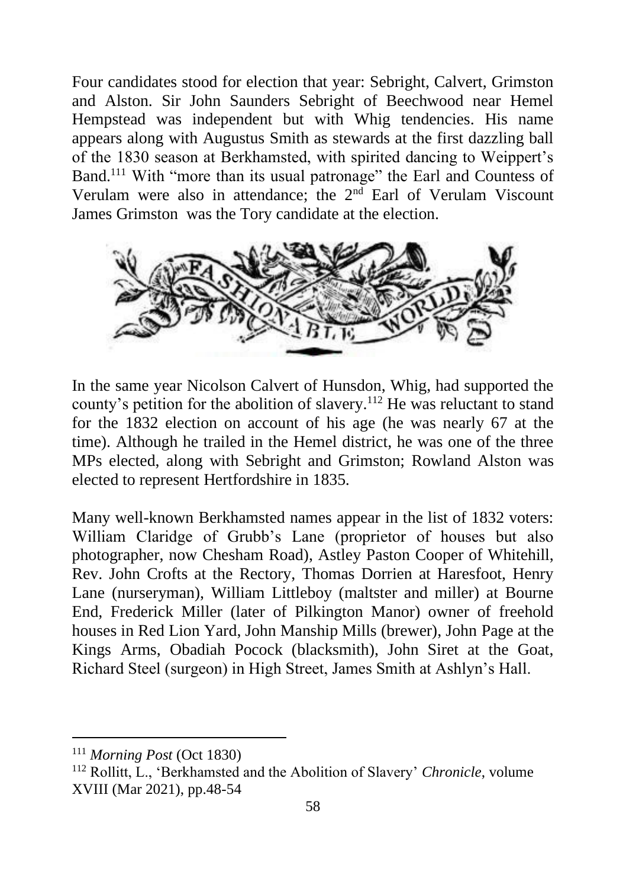Four candidates stood for election that year: Sebright, Calvert, Grimston and Alston. Sir John Saunders Sebright of Beechwood near Hemel Hempstead was independent but with Whig tendencies. His name appears along with Augustus Smith as stewards at the first dazzling ball of the 1830 season at Berkhamsted, with spirited dancing to Weippert's Band.[111] With "more than its usual patronage" the Earl and Countess of Verulam were also in attendance; the 2nd Earl of Verulam Viscount James Grimston was the Tory candidate at the election.

In the same year Nicolson Calvert of Hunsdon, Whig, had supported the county's petition for the abolition of slavery.[112] He was reluctant to stand for the 1832 election on account of his age (he was nearly 67 at the time). Although he trailed in the Hemel district, he was one of the three MPs elected, along with Sebright and Grimston; Rowland Alston was elected to represent Hertfordshire in 1835.

Many well-known Berkhamsted names appear in the list of 1832 voters: William Claridge of Grubb's Lane (proprietor of houses but also photographer, now Chesham Road), Astley Paston Cooper of Whitehill, Rev. John Crofts at the Rectory, Thomas Dorrien at Haresfoot, Henry Lane (nurseryman), William Littleboy (maltster and miller) at Bourne End, Frederick Miller (later of Pilkington Manor) owner of freehold houses in Red Lion Yard, John Manship Mills (brewer), John Page at the Kings Arms, Obadiah Pocock (blacksmith), John Siret at the Goat, Richard Steel (surgeon) in High Street, James Smith at Ashlyn's Hall.

---

[111] *Morning Post* (Oct 1830)

[112] Rollitt, L., 'Berkhamsted and the Abolition of Slavery' *Chronicle*, volume XVIII (Mar 2021), pp.48-54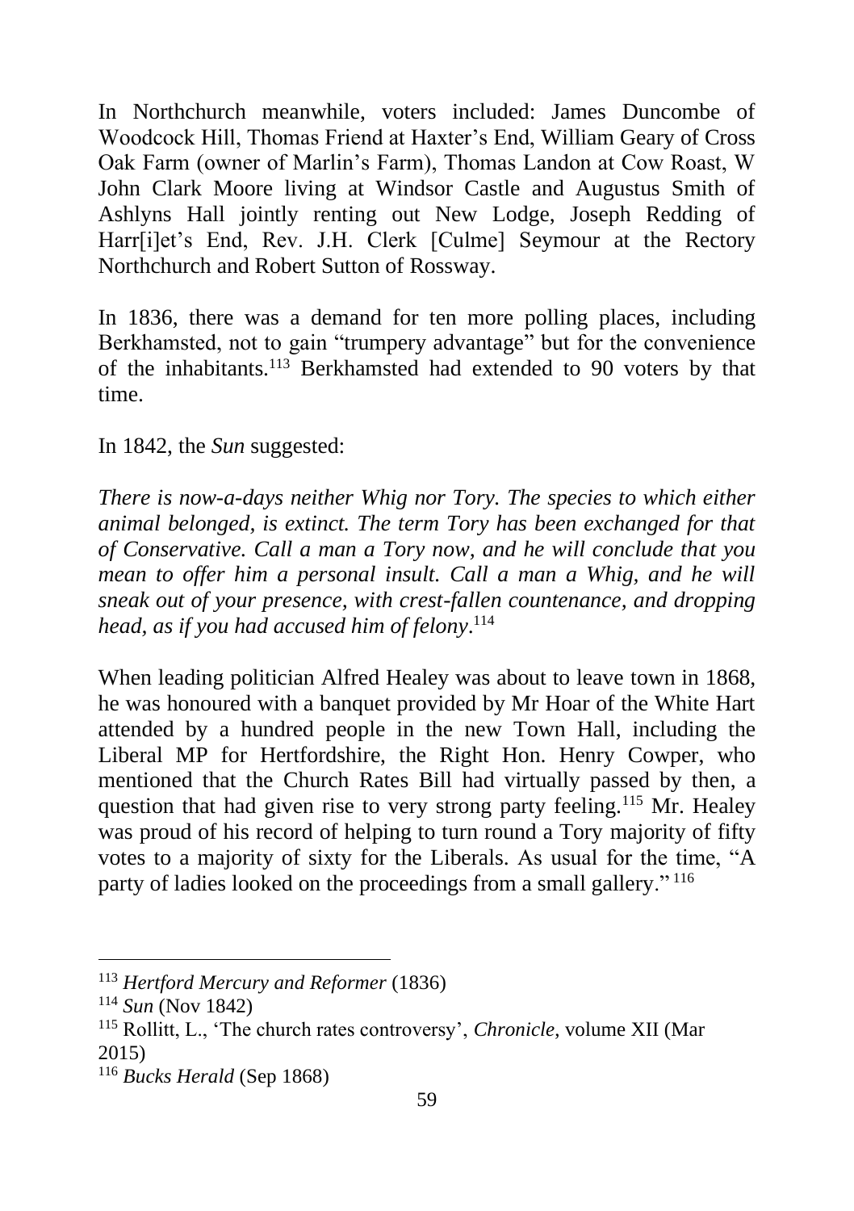In Northchurch meanwhile, voters included: James Duncombe of Woodcock Hill, Thomas Friend at Haxter's End, William Geary of Cross Oak Farm (owner of Marlin's Farm), Thomas Landon at Cow Roast, W John Clark Moore living at Windsor Castle and Augustus Smith of Ashlyns Hall jointly renting out New Lodge, Joseph Redding of Harr[i]et's End, Rev. J.H. Clerk [Culme] Seymour at the Rectory Northchurch and Robert Sutton of Rossway.

In 1836, there was a demand for ten more polling places, including Berkhamsted, not to gain "trumpery advantage" but for the convenience of the inhabitants.[113] Berkhamsted had extended to 90 voters by that time.

In 1842, the *Sun* suggested:

*There is now-a-days neither Whig nor Tory. The species to which either animal belonged, is extinct. The term Tory has been exchanged for that of Conservative. Call a man a Tory now, and he will conclude that you mean to offer him a personal insult. Call a man a Whig, and he will sneak out of your presence, with crest-fallen countenance, and dropping head, as if you had accused him of felony.*[114]

When leading politician Alfred Healey was about to leave town in 1868, he was honoured with a banquet provided by Mr Hoar of the White Hart attended by a hundred people in the new Town Hall, including the Liberal MP for Hertfordshire, the Right Hon. Henry Cowper, who mentioned that the Church Rates Bill had virtually passed by then, a question that had given rise to very strong party feeling.[115] Mr. Healey was proud of his record of helping to turn round a Tory majority of fifty votes to a majority of sixty for the Liberals. As usual for the time, "A party of ladies looked on the proceedings from a small gallery."[116]

---

[113] *Hertford Mercury and Reformer* (1836)

[114] *Sun* (Nov 1842)

[115] Rollitt, L., 'The church rates controversy', *Chronicle*, volume XII (Mar 2015)

[116] *Bucks Herald* (Sep 1868)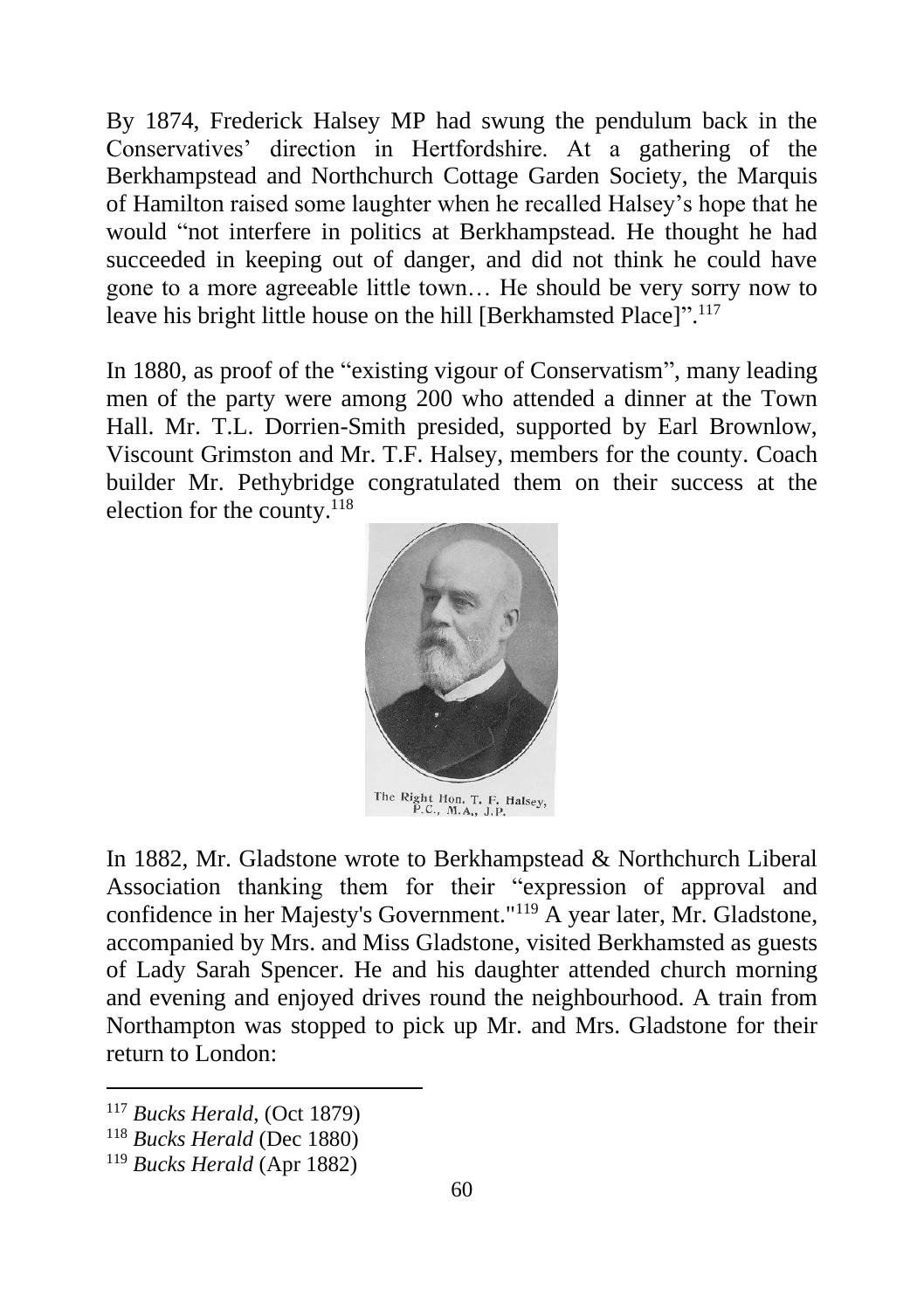By 1874, Frederick Halsey MP had swung the pendulum back in the Conservatives' direction in Hertfordshire. At a gathering of the Berkhampstead and Northchurch Cottage Garden Society, the Marquis of Hamilton raised some laughter when he recalled Halsey's hope that he would "not interfere in politics at Berkhampstead. He thought he had succeeded in keeping out of danger, and did not think he could have gone to a more agreeable little town… He should be very sorry now to leave his bright little house on the hill [Berkhamsted Place]".[117]

In 1880, as proof of the "existing vigour of Conservatism", many leading men of the party were among 200 who attended a dinner at the Town Hall. Mr. T.L. Dorrien-Smith presided, supported by Earl Brownlow, Viscount Grimston and Mr. T.F. Halsey, members for the county. Coach builder Mr. Pethybridge congratulated them on their success at the election for the county.[118]

The Right Hon. T. F. Halsey, P.C., M.A., J.P.

In 1882, Mr. Gladstone wrote to Berkhampstead & Northchurch Liberal Association thanking them for their "expression of approval and confidence in her Majesty's Government."[119] A year later, Mr. Gladstone, accompanied by Mrs. and Miss Gladstone, visited Berkhamsted as guests of Lady Sarah Spencer. He and his daughter attended church morning and evening and enjoyed drives round the neighbourhood. A train from Northampton was stopped to pick up Mr. and Mrs. Gladstone for their return to London:

---

[117] *Bucks Herald*, (Oct 1879)

[118] *Bucks Herald* (Dec 1880)

[119] *Bucks Herald* (Apr 1882)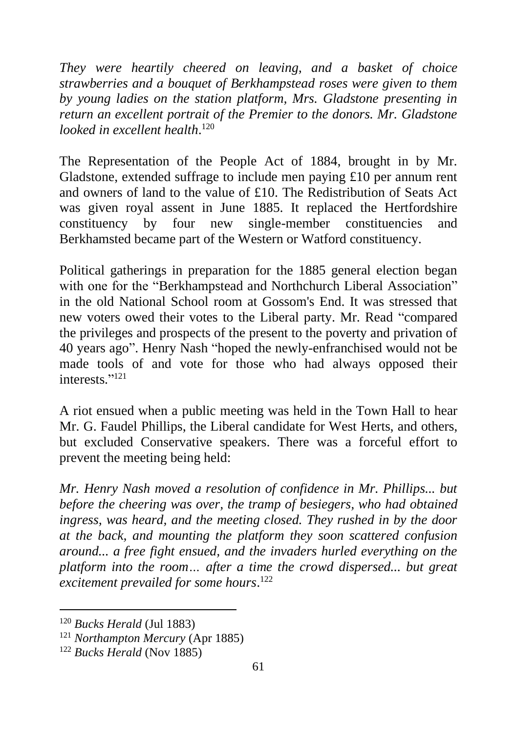*They were heartily cheered on leaving, and a basket of choice strawberries and a bouquet of Berkhampstead roses were given to them by young ladies on the station platform, Mrs. Gladstone presenting in return an excellent portrait of the Premier to the donors. Mr. Gladstone looked in excellent health*.[120]

The Representation of the People Act of 1884, brought in by Mr. Gladstone, extended suffrage to include men paying £10 per annum rent and owners of land to the value of £10. The Redistribution of Seats Act was given royal assent in June 1885. It replaced the Hertfordshire constituency by four new single-member constituencies and Berkhamsted became part of the Western or Watford constituency.

Political gatherings in preparation for the 1885 general election began with one for the "Berkhampstead and Northchurch Liberal Association" in the old National School room at Gossom's End. It was stressed that new voters owed their votes to the Liberal party. Mr. Read "compared the privileges and prospects of the present to the poverty and privation of 40 years ago". Henry Nash "hoped the newly-enfranchised would not be made tools of and vote for those who had always opposed their interests."[121]

A riot ensued when a public meeting was held in the Town Hall to hear Mr. G. Faudel Phillips, the Liberal candidate for West Herts, and others, but excluded Conservative speakers. There was a forceful effort to prevent the meeting being held:

*Mr. Henry Nash moved a resolution of confidence in Mr. Phillips... but before the cheering was over, the tramp of besiegers, who had obtained ingress, was heard, and the meeting closed. They rushed in by the door at the back, and mounting the platform they soon scattered confusion around... a free fight ensued, and the invaders hurled everything on the platform into the room… after a time the crowd dispersed... but great excitement prevailed for some hours*.[122]

---

[120] *Bucks Herald* (Jul 1883)

[121] *Northampton Mercury* (Apr 1885)

[122] *Bucks Herald* (Nov 1885)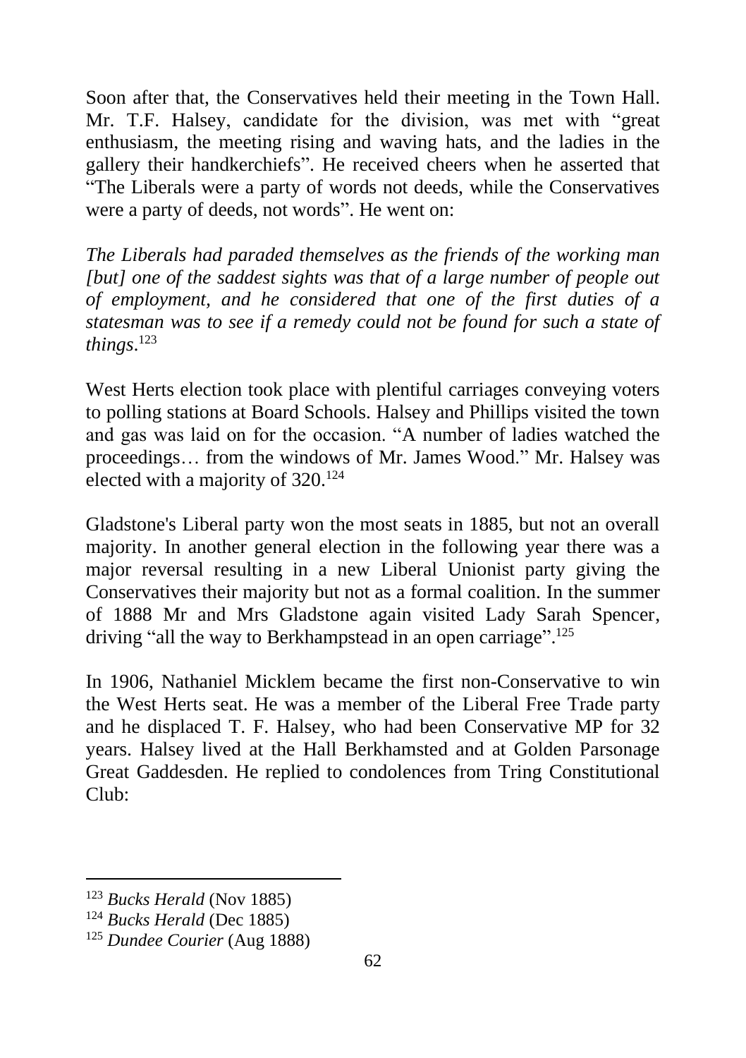Soon after that, the Conservatives held their meeting in the Town Hall. Mr. T.F. Halsey, candidate for the division, was met with "great enthusiasm, the meeting rising and waving hats, and the ladies in the gallery their handkerchiefs". He received cheers when he asserted that "The Liberals were a party of words not deeds, while the Conservatives were a party of deeds, not words". He went on:

*The Liberals had paraded themselves as the friends of the working man [but] one of the saddest sights was that of a large number of people out of employment, and he considered that one of the first duties of a statesman was to see if a remedy could not be found for such a state of things*.[123]

West Herts election took place with plentiful carriages conveying voters to polling stations at Board Schools. Halsey and Phillips visited the town and gas was laid on for the occasion. "A number of ladies watched the proceedings… from the windows of Mr. James Wood." Mr. Halsey was elected with a majority of 320.[124]

Gladstone's Liberal party won the most seats in 1885, but not an overall majority. In another general election in the following year there was a major reversal resulting in a new Liberal Unionist party giving the Conservatives their majority but not as a formal coalition. In the summer of 1888 Mr and Mrs Gladstone again visited Lady Sarah Spencer, driving "all the way to Berkhampstead in an open carriage".[125]

In 1906, Nathaniel Micklem became the first non-Conservative to win the West Herts seat. He was a member of the Liberal Free Trade party and he displaced T. F. Halsey, who had been Conservative MP for 32 years. Halsey lived at the Hall Berkhamsted and at Golden Parsonage Great Gaddesden. He replied to condolences from Tring Constitutional Club:

---

[123] *Bucks Herald* (Nov 1885)

[124] *Bucks Herald* (Dec 1885)

[125] *Dundee Courier* (Aug 1888)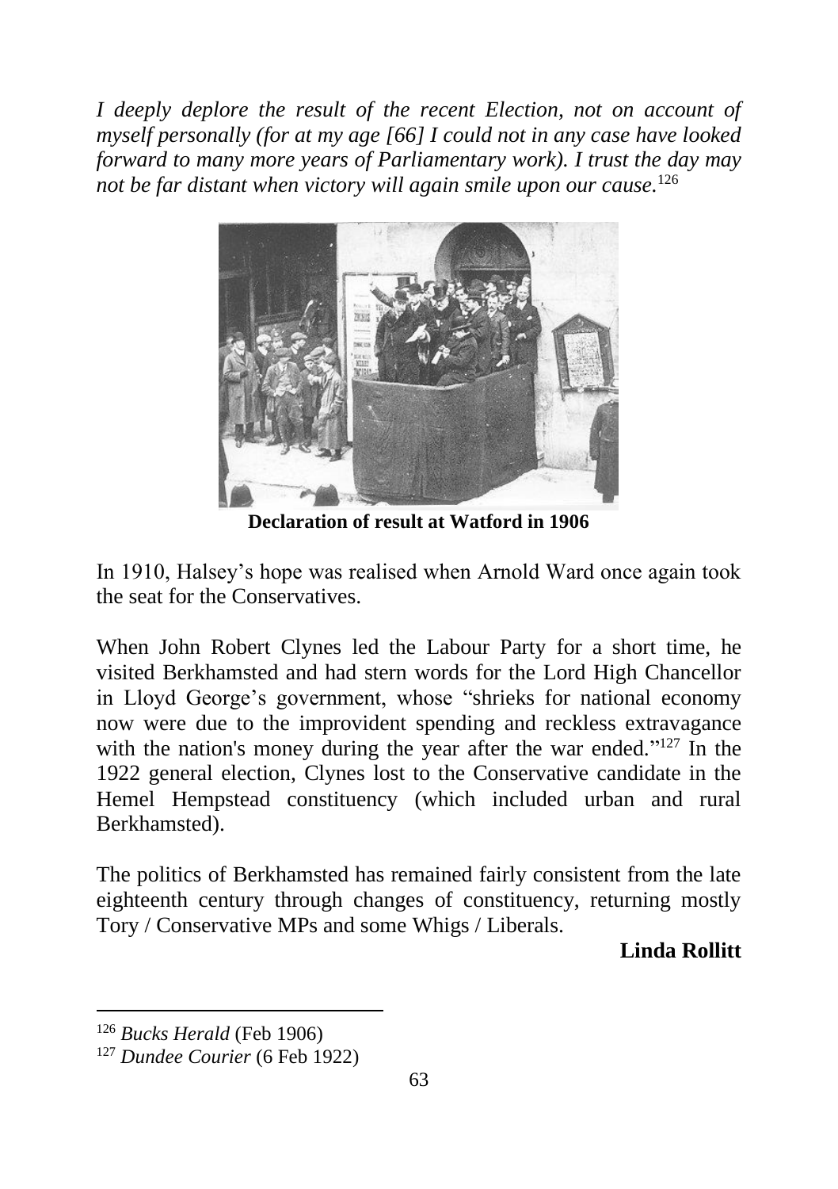*I deeply deplore the result of the recent Election, not on account of myself personally (for at my age [66] I could not in any case have looked forward to many more years of Parliamentary work). I trust the day may not be far distant when victory will again smile upon our cause.*[126]

**Declaration of result at Watford in 1906**

In 1910, Halsey's hope was realised when Arnold Ward once again took the seat for the Conservatives.

When John Robert Clynes led the Labour Party for a short time, he visited Berkhamsted and had stern words for the Lord High Chancellor in Lloyd George's government, whose "shrieks for national economy now were due to the improvident spending and reckless extravagance with the nation's money during the year after the war ended."[127] In the 1922 general election, Clynes lost to the Conservative candidate in the Hemel Hempstead constituency (which included urban and rural Berkhamsted).

The politics of Berkhamsted has remained fairly consistent from the late eighteenth century through changes of constituency, returning mostly Tory / Conservative MPs and some Whigs / Liberals.

**Linda Rollitt**

[126] *Bucks Herald* (Feb 1906)

[127] *Dundee Courier* (6 Feb 1922)